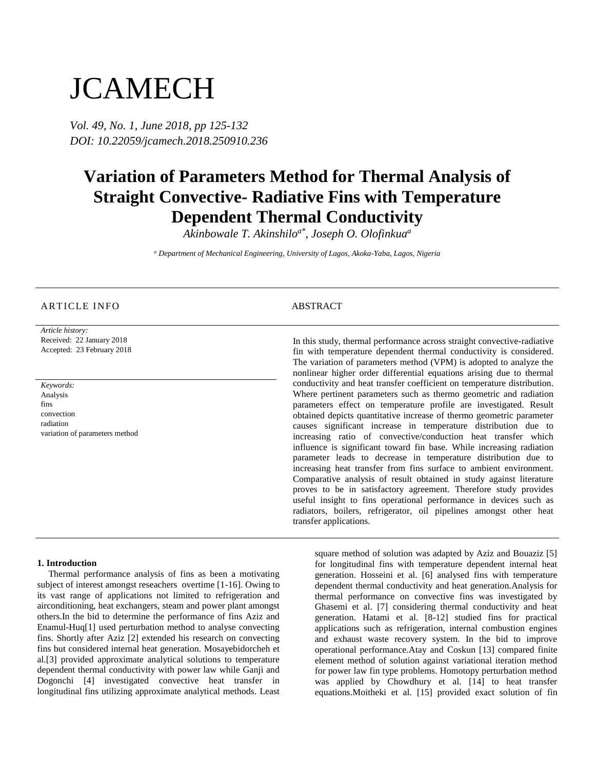# JCAMECH

*Vol. 49, No. 1, June 2018, pp 125-132*
*DOI: 10.22059/jcamech.2018.250910.236*

# Variation of Parameters Method for Thermal Analysis of Straight Convective- Radiative Fins with Temperature Dependent Thermal Conductivity

*Akinbowale T. Akinshilo[a*], Joseph O. Olofinkua[a]*

[a] *Department of Mechanical Engineering, University of Lagos, Akoka-Yaba, Lagos, Nigeria*

---

ARTICLE INFO

*Article history:*
Received: 22 January 2018
Accepted: 23 February 2018

*Keywords:*
Analysis
fins
convection
radiation
variation of parameters method

ABSTRACT

In this study, thermal performance across straight convective-radiative fin with temperature dependent thermal conductivity is considered. The variation of parameters method (VPM) is adopted to analyze the nonlinear higher order differential equations arising due to thermal conductivity and heat transfer coefficient on temperature distribution. Where pertinent parameters such as thermo geometric and radiation parameters effect on temperature profile are investigated. Result obtained depicts quantitative increase of thermo geometric parameter causes significant increase in temperature distribution due to increasing ratio of convective/conduction heat transfer which influence is significant toward fin base. While increasing radiation parameter leads to decrease in temperature distribution due to increasing heat transfer from fins surface to ambient environment. Comparative analysis of result obtained in study against literature proves to be in satisfactory agreement. Therefore study provides useful insight to fins operational performance in devices such as radiators, boilers, refrigerator, oil pipelines amongst other heat transfer applications.

---

### 1. Introduction

Thermal performance analysis of fins as been a motivating subject of interest amongst reseachers overtime [1-16]. Owing to its vast range of applications not limited to refrigeration and airconditioning, heat exchangers, steam and power plant amongst others.In the bid to determine the performance of fins Aziz and Enamul-Huq[1] used perturbation method to analyse convecting fins. Shortly after Aziz [2] extended his research on convecting fins but considered internal heat generation. Mosayebidorcheh et al.[3] provided approximate analytical solutions to temperature dependent thermal conductivity with power law while Ganji and Dogonchi [4] investigated convective heat transfer in longitudinal fins utilizing approximate analytical methods. Least square method of solution was adapted by Aziz and Bouaziz [5] for longitudinal fins with temperature dependent internal heat generation. Hosseini et al. [6] analysed fins with temperature dependent thermal conductivity and heat generation.Analysis for thermal performance on convective fins was investigated by Ghasemi et al. [7] considering thermal conductivity and heat generation. Hatami et al. [8-12] studied fins for practical applications such as refrigeration, internal combustion engines and exhaust waste recovery system. In the bid to improve operational performance.Atay and Coskun [13] compared finite element method of solution against variational iteration method for power law fin type problems. Homotopy perturbation method was applied by Chowdhury et al. [14] to heat transfer equations.Moitheki et al. [15] provided exact solution of fin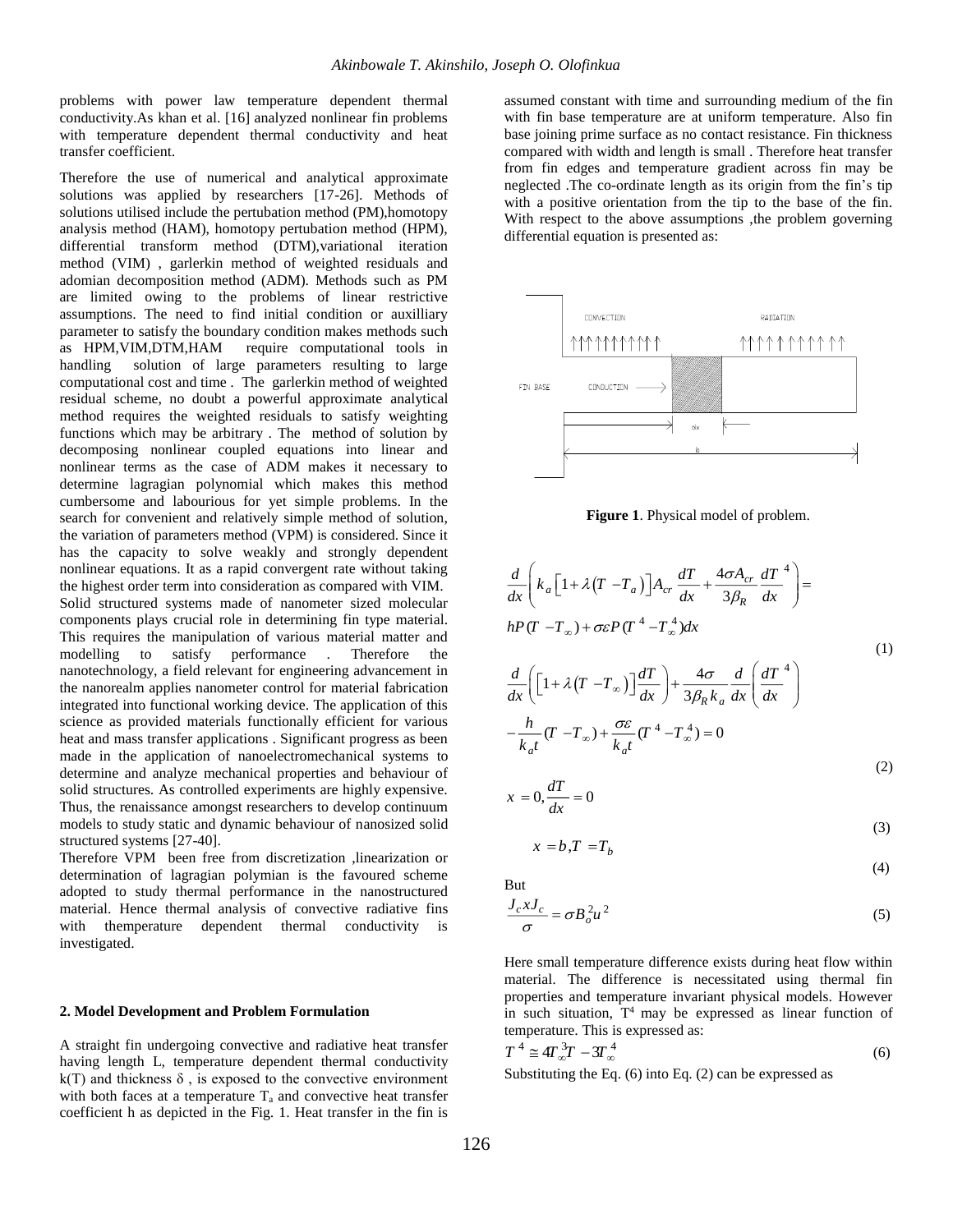problems with power law temperature dependent thermal conductivity.As khan et al. [16] analyzed nonlinear fin problems with temperature dependent thermal conductivity and heat transfer coefficient.

Therefore the use of numerical and analytical approximate solutions was applied by researchers [17-26]. Methods of solutions utilised include the pertubation method (PM),homotopy analysis method (HAM), homotopy pertubation method (HPM), differential transform method (DTM),variational iteration method (VIM) , garlerkin method of weighted residuals and adomian decomposition method (ADM). Methods such as PM are limited owing to the problems of linear restrictive assumptions. The need to find initial condition or auxilliary parameter to satisfy the boundary condition makes methods such as HPM,VIM,DTM,HAM require computational tools in handling solution of large parameters resulting to large computational cost and time . The garlerkin method of weighted residual scheme, no doubt a powerful approximate analytical method requires the weighted residuals to satisfy weighting functions which may be arbitrary . The method of solution by decomposing nonlinear coupled equations into linear and nonlinear terms as the case of ADM makes it necessary to determine lagragian polynomial which makes this method cumbersome and labourious for yet simple problems. In the search for convenient and relatively simple method of solution, the variation of parameters method (VPM) is considered. Since it has the capacity to solve weakly and strongly dependent nonlinear equations. It as a rapid convergent rate without taking the highest order term into consideration as compared with VIM. Solid structured systems made of nanometer sized molecular components plays crucial role in determining fin type material. This requires the manipulation of various material matter and modelling to satisfy performance . Therefore the nanotechnology, a field relevant for engineering advancement in the nanorealm applies nanometer control for material fabrication integrated into functional working device. The application of this science as provided materials functionally efficient for various heat and mass transfer applications . Significant progress as been made in the application of nanoelectromechanical systems to determine and analyze mechanical properties and behaviour of solid structures. As controlled experiments are highly expensive. Thus, the renaissance amongst researchers to develop continuum models to study static and dynamic behaviour of nanosized solid structured systems [27-40].

Therefore VPM been free from discretization ,linearization or determination of lagragian polymian is the favoured scheme adopted to study thermal performance in the nanostructured material. Hence thermal analysis of convective radiative fins with themperature dependent thermal conductivity is investigated.

## 2. Model Development and Problem Formulation

A straight fin undergoing convective and radiative heat transfer having length L, temperature dependent thermal conductivity k(T) and thickness $\delta$ , is exposed to the convective environment with both faces at a temperature $T_a$ and convective heat transfer coefficient h as depicted in the Fig. 1. Heat transfer in the fin is assumed constant with time and surrounding medium of the fin with fin base temperature are at uniform temperature. Also fin base joining prime surface as no contact resistance. Fin thickness compared with width and length is small . Therefore heat transfer from fin edges and temperature gradient across fin may be neglected .The co-ordinate length as its origin from the fin's tip with a positive orientation from the tip to the base of the fin. With respect to the above assumptions ,the problem governing differential equation is presented as:

**Figure 1**. Physical model of problem.

$$\frac{d}{dx}\left(k_a\left[1+\lambda\left(T-T_a\right)\right]A_{cr}\frac{dT}{dx}+\frac{4\sigma A_{cr}}{3\beta_R}\frac{dT}{dx}^4\right)= hP(T-T_\infty)+\sigma\varepsilon P(T^4-T_\infty^4)dx \tag{1}$$

$$\frac{d}{dx}\left(\left[1+\lambda\left(T-T_\infty\right)\right]\frac{dT}{dx}\right)+\frac{4\sigma}{3\beta_R k_a}\frac{d}{dx}\left(\frac{dT}{dx}^4\right) -\frac{h}{k_a t}(T-T_\infty)+\frac{\sigma\varepsilon}{k_a t}(T^4-T_\infty^4)=0 \tag{2}$$

$$x=0,\frac{dT}{dx}=0 \tag{3}$$

$$x=b,T=T_b \tag{4}$$

But

$$\frac{J_c x J_c}{\sigma}=\sigma B_o^2 u^2 \tag{5}$$

Here small temperature difference exists during heat flow within material. The difference is necessitated using thermal fin properties and temperature invariant physical models. However in such situation, $T^4$ may be expressed as linear function of temperature. This is expressed as:

$$T^4 \cong 4T_\infty^3 T - 3T_\infty^4 \tag{6}$$

Substituting the Eq. (6) into Eq. (2) can be expressed as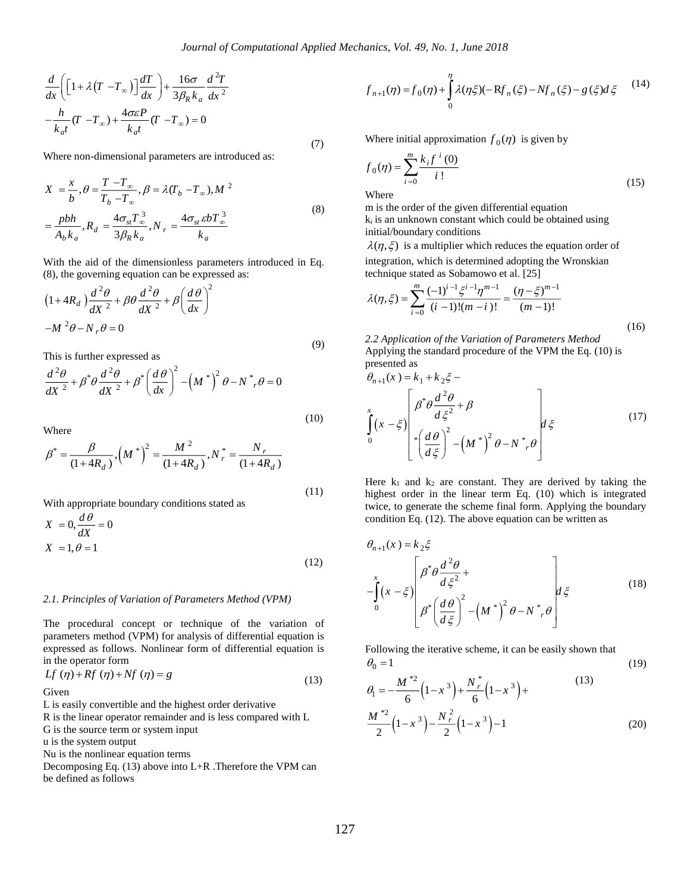$$\frac{d}{dx}\left(\left[1+\lambda\left(T-T_{\infty}\right)\right]\frac{dT}{dx}\right)+\frac{16\sigma}{3\beta_R k_a}\frac{d^2T}{dx^2}$$
$$-\frac{h}{k_a t}(T-T_{\infty})+\frac{4\sigma\varepsilon P}{k_a t}(T-T_{\infty})=0 \tag{7}$$

Where non-dimensional parameters are introduced as:

$$X=\frac{x}{b},\theta=\frac{T-T_{\infty}}{T_b-T_{\infty}},\beta=\lambda(T_b-T_{\infty}),M^2$$
$$=\frac{pbh}{A_b k_a},R_d=\frac{4\sigma_{st}T_{\infty}^3}{3\beta_R k_a},N_r=\frac{4\sigma_{st}\varepsilon bT_{\infty}^3}{k_a} \tag{8}$$

With the aid of the dimensionless parameters introduced in Eq. (8), the governing equation can be expressed as:

$$\left(1+4R_d\right)\frac{d^2\theta}{dX^2}+\beta\theta\frac{d^2\theta}{dX^2}+\beta\left(\frac{d\theta}{dx}\right)^2$$
$$-M^2\theta-N_r\theta=0 \tag{9}$$

This is further expressed as

$$\frac{d^2\theta}{dX^2}+\beta^*\theta\frac{d^2\theta}{dX^2}+\beta^*\left(\frac{d\theta}{dx}\right)^2-\left(M^*\right)^2\theta-N^*{}_r\theta=0 \tag{10}$$

Where

$$\beta^*=\frac{\beta}{(1+4R_d)},\left(M^*\right)^2=\frac{M^2}{(1+4R_d)},N_r^*=\frac{N_r}{(1+4R_d)} \tag{11}$$

With appropriate boundary conditions stated as

$$X=0,\frac{d\theta}{dX}=0$$
$$X=1,\theta=1 \tag{12}$$

### *2.1. Principles of Variation of Parameters Method (VPM)*

The procedural concept or technique of the variation of parameters method (VPM) for analysis of differential equation is expressed as follows. Nonlinear form of differential equation is in the operator form

$$Lf(\eta)+Rf(\eta)+Nf(\eta)=g \tag{13}$$

Given

L is easily convertible and the highest order derivative

R is the linear operator remainder and is less compared with L

G is the source term or system input

u is the system output

Nu is the nonlinear equation terms

Decomposing Eq. (13) above into L+R .Therefore the VPM can be defined as follows

$$f_{n+1}(\eta)=f_0(\eta)+\int_0^{\eta}\lambda(\eta\xi)(-\mathrm{R}f_n(\xi)-Nf_n(\xi)-g(\xi)d\xi \tag{14}$$

Where initial approximation $f_0(\eta)$ is given by

$$f_0(\eta)=\sum_{i=0}^{m}\frac{k_i f^{\,i}(0)}{i\,!} \tag{15}$$

Where

m is the order of the given differential equation

$k_i$ is an unknown constant which could be obtained using initial/boundary conditions

$\lambda(\eta,\xi)$ is a multiplier which reduces the equation order of integration, which is determined adopting the Wronskian technique stated as Sobamowo et al. [25]

$$\lambda(\eta,\xi)=\sum_{i=0}^{m}\frac{(-1)^{i-1}\xi^{i-1}\eta^{m-1}}{(i-1)!(m-i)!}=\frac{(\eta-\xi)^{m-1}}{(m-1)!} \tag{16}$$

### *2.2 Application of the Variation of Parameters Method*

Applying the standard procedure of the VPM the Eq. (10) is presented as

$$\theta_{n+1}(x)=k_1+k_2\xi-\int_0^x\left(x-\xi\right)\left[\begin{array}{l}\beta^*\theta\dfrac{d^2\theta}{d\xi^2}+\beta\\ *\left(\dfrac{d\theta}{d\xi}\right)^2-\left(M^*\right)^2\theta-N^*{}_r\theta\end{array}\right]d\xi \tag{17}$$

Here $k_1$ and $k_2$ are constant. They are derived by taking the highest order in the linear term Eq. (10) which is integrated twice, to generate the scheme final form. Applying the boundary condition Eq. (12). The above equation can be written as

$$\theta_{n+1}(x)=k_2\xi-\int_0^x\left(x-\xi\right)\left[\begin{array}{l}\beta^*\theta\dfrac{d^2\theta}{d\xi^2}+\\ \beta^*\left(\dfrac{d\theta}{d\xi}\right)^2-\left(M^*\right)^2\theta-N^*{}_r\theta\end{array}\right]d\xi \tag{18}$$

Following the iterative scheme, it can be easily shown that

$$\theta_0=1 \tag{19}$$

$$\theta_1=-\frac{M^{*2}}{6}\left(1-x^3\right)+\frac{N_r^*}{6}\left(1-x^3\right)+ \tag{13}$$
$$\frac{M^{*2}}{2}\left(1-x^3\right)-\frac{N_r^2}{2}\left(1-x^3\right)-1 \tag{20}$$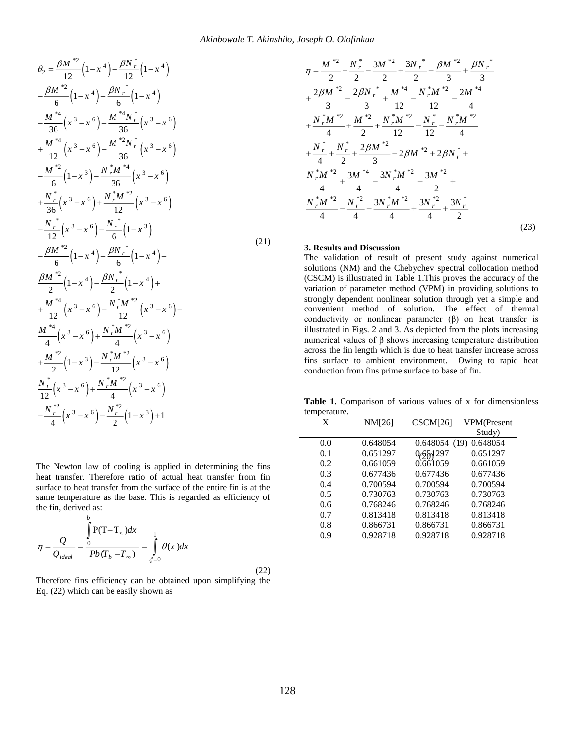$$
\begin{aligned}
\theta_2 &= \frac{\beta M^{*2}}{12}\left(1-x^4\right) - \frac{\beta N_r^*}{12}\left(1-x^4\right) \\
&- \frac{\beta M^{*2}}{6}\left(1-x^4\right) + \frac{\beta N_r^*}{6}\left(1-x^4\right) \\
&- \frac{M^{*4}}{36}\left(x^3-x^6\right) + \frac{M^{*4} N_r^*}{36}\left(x^3-x^6\right) \\
&+ \frac{M^{*4}}{12}\left(x^3-x^6\right) - \frac{M^{*2} N_r^*}{36}\left(x^3-x^6\right) \\
&- \frac{M^{*2}}{6}\left(1-x^3\right) - \frac{N_r^* M^{*4}}{36}\left(x^3-x^6\right) \\
&+ \frac{N_r^*}{36}\left(x^3-x^6\right) + \frac{N_r^* M^{*2}}{12}\left(x^3-x^6\right) \\
&- \frac{N_r^*}{12}\left(x^3-x^6\right) - \frac{N_r^*}{6}\left(1-x^3\right) \\
&- \frac{\beta M^{*2}}{6}\left(1-x^4\right) + \frac{\beta N_r^*}{6}\left(1-x^4\right) + \\
&\frac{\beta M^{*2}}{2}\left(1-x^4\right) - \frac{\beta N_r^*}{2}\left(1-x^4\right) + \\
&+ \frac{M^{*4}}{12}\left(x^3-x^6\right) - \frac{N_r^* M^{*2}}{12}\left(x^3-x^6\right) - \\
&\frac{M^{*4}}{4}\left(x^3-x^6\right) + \frac{N_r^* M^{*2}}{4}\left(x^3-x^6\right) \\
&+ \frac{M^{*2}}{2}\left(1-x^3\right) - \frac{N_r^* M^{*2}}{12}\left(x^3-x^6\right) \\
&\frac{N_r^*}{12}\left(x^3-x^6\right) + \frac{N_r^* M^{*2}}{4}\left(x^3-x^6\right) \\
&- \frac{N_r^{*2}}{4}\left(x^3-x^6\right) - \frac{N_r^{*2}}{2}\left(1-x^3\right) + 1
\end{aligned}
\tag{21}
$$

The Newton law of cooling is applied in determining the fins heat transfer. Therefore ratio of actual heat transfer from fin surface to heat transfer from the surface of the entire fin is at the same temperature as the base. This is regarded as efficiency of the fin, derived as:

$$
\eta = \frac{Q}{Q_{ideal}} = \frac{\int_0^b \mathrm{P}(\mathrm{T}-\mathrm{T}_\infty)dx}{Pb(T_b - T_\infty)} = \int_{\xi=0}^{1} \theta(x)dx \tag{22}
$$

Therefore fins efficiency can be obtained upon simplifying the Eq. (22) which can be easily shown as

$$
\begin{aligned}
\eta &= \frac{M^{*2}}{2} - \frac{N_r^*}{2} - \frac{3M^{*2}}{2} + \frac{3N_r^*}{2} - \frac{\beta M^{*2}}{3} + \frac{\beta N_r^*}{3} \\
&+ \frac{2\beta M^{*2}}{3} - \frac{2\beta N_r^*}{3} + \frac{M^{*4}}{12} - \frac{N_r^* M^{*2}}{12} - \frac{2M^{*4}}{4} \\
&+ \frac{N_r^* M^{*2}}{4} + \frac{M^{*2}}{2} + \frac{N_r^* M^{*2}}{12} - \frac{N_r^*}{12} - \frac{N_r^* M^{*2}}{4} \\
&+ \frac{N_r^*}{4} + \frac{N_r^*}{2} + \frac{2\beta M^{*2}}{3} - 2\beta M^{*2} + 2\beta N_r^* + \\
&\frac{N_r^* M^{*2}}{4} + \frac{3M^{*4}}{4} - \frac{3N_r^* M^{*2}}{4} - \frac{3M^{*2}}{2} + \\
&\frac{N_r^* M^{*2}}{4} - \frac{N_r^{*2}}{4} - \frac{3N_r^* M^{*2}}{4} + \frac{3N_r^{*2}}{4} + \frac{3N_r^*}{2}
\end{aligned}
\tag{23}
$$

### 3. Results and Discussion

The validation of result of present study against numerical solutions (NM) and the Chebychev spectral collocation method (CSCM) is illustrated in Table 1.This proves the accuracy of the variation of parameter method (VPM) in providing solutions to strongly dependent nonlinear solution through yet a simple and convenient method of solution. The effect of thermal conductivity or nonlinear parameter (β) on heat transfer is illustrated in Figs. 2 and 3. As depicted from the plots increasing numerical values of β shows increasing temperature distribution across the fin length which is due to heat transfer increase across fins surface to ambient environment. Owing to rapid heat conduction from fins prime surface to base of fin.

**Table 1.** Comparison of various values of x for dimensionless temperature.

| X | NM[26] | CSCM[26] | VPM(Present Study) |
|---|---|---|---|
| 0.0 | 0.648054 | 0.648054 | 0.648054 |
| 0.1 | 0.651297 | 0.651297 | 0.651297 |
| 0.2 | 0.661059 | 0.661059 | 0.661059 |
| 0.3 | 0.677436 | 0.677436 | 0.677436 |
| 0.4 | 0.700594 | 0.700594 | 0.700594 |
| 0.5 | 0.730763 | 0.730763 | 0.730763 |
| 0.6 | 0.768246 | 0.768246 | 0.768246 |
| 0.7 | 0.813418 | 0.813418 | 0.813418 |
| 0.8 | 0.866731 | 0.866731 | 0.866731 |
| 0.9 | 0.928718 | 0.928718 | 0.928718 |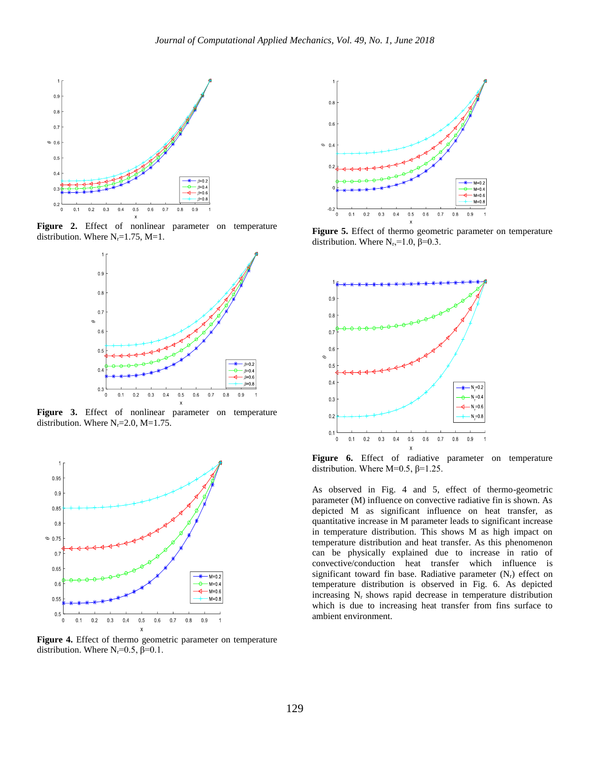**Figure 2.** Effect of nonlinear parameter on temperature distribution. Where $N_r$=1.75, M=1.

**Figure 3.** Effect of nonlinear parameter on temperature distribution. Where $N_r$=2.0, M=1.75.

**Figure 4.** Effect of thermo geometric parameter on temperature distribution. Where $N_r$=0.5, β=0.1.

**Figure 5.** Effect of thermo geometric parameter on temperature distribution. Where $N_r$=1.0, β=0.3.

**Figure 6.** Effect of radiative parameter on temperature distribution. Where M=0.5, β=1.25.

As observed in Fig. 4 and 5, effect of thermo-geometric parameter (M) influence on convective radiative fin is shown. As depicted M as significant influence on heat transfer, as quantitative increase in M parameter leads to significant increase in temperature distribution. This shows M as high impact on temperature distribution and heat transfer. As this phenomenon can be physically explained due to increase in ratio of convective/conduction heat transfer which influence is significant toward fin base. Radiative parameter ($N_r$) effect on temperature distribution is observed in Fig. 6. As depicted increasing $N_r$ shows rapid decrease in temperature distribution which is due to increasing heat transfer from fins surface to ambient environment.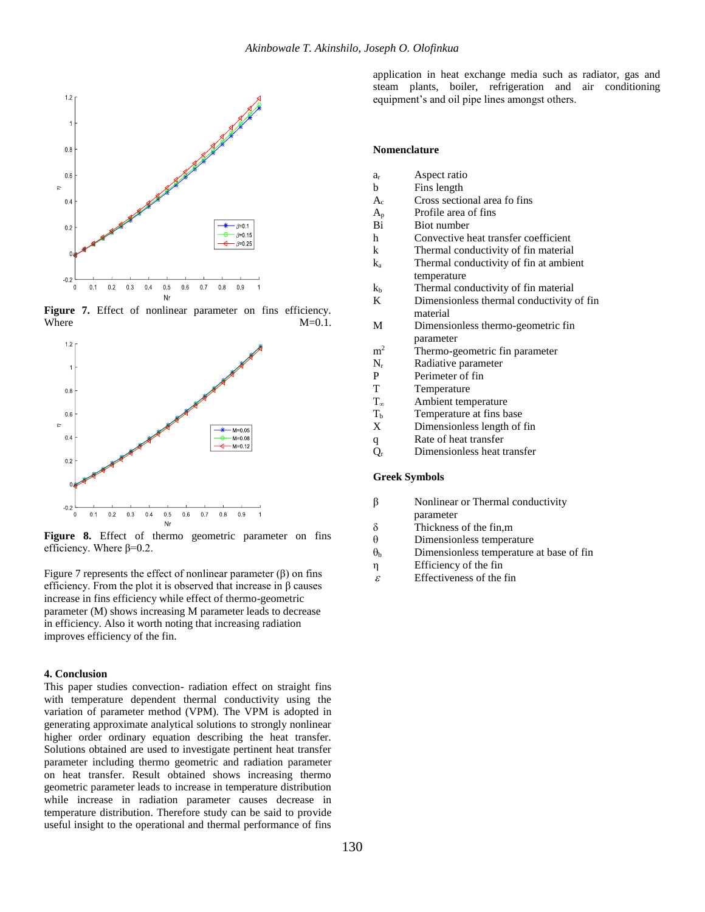**Figure 7.** Effect of nonlinear parameter on fins efficiency. Where M=0.1.

**Figure 8.** Effect of thermo geometric parameter on fins efficiency. Where β=0.2.

Figure 7 represents the effect of nonlinear parameter (β) on fins efficiency. From the plot it is observed that increase in β causes increase in fins efficiency while effect of thermo-geometric parameter (M) shows increasing M parameter leads to decrease in efficiency. Also it worth noting that increasing radiation improves efficiency of the fin.

## 4. Conclusion

This paper studies convection- radiation effect on straight fins with temperature dependent thermal conductivity using the variation of parameter method (VPM). The VPM is adopted in generating approximate analytical solutions to strongly nonlinear higher order ordinary equation describing the heat transfer. Solutions obtained are used to investigate pertinent heat transfer parameter including thermo geometric and radiation parameter on heat transfer. Result obtained shows increasing thermo geometric parameter leads to increase in temperature distribution while increase in radiation parameter causes decrease in temperature distribution. Therefore study can be said to provide useful insight to the operational and thermal performance of fins application in heat exchange media such as radiator, gas and steam plants, boiler, refrigeration and air conditioning equipment's and oil pipe lines amongst others.

## Nomenclature

| | |
|---|---|
| $a_r$ | Aspect ratio |
| b | Fins length |
| $A_c$ | Cross sectional area fo fins |
| $A_p$ | Profile area of fins |
| Bi | Biot number |
| h | Convective heat transfer coefficient |
| k | Thermal conductivity of fin material |
| $k_a$ | Thermal conductivity of fin at ambient temperature |
| $k_b$ | Thermal conductivity of fin material |
| K | Dimensionless thermal conductivity of fin material |
| M | Dimensionless thermo-geometric fin parameter |
| $m^2$ | Thermo-geometric fin parameter |
| $N_r$ | Radiative parameter |
| P | Perimeter of fin |
| T | Temperature |
| $T_\infty$ | Ambient temperature |
| $T_b$ | Temperature at fins base |
| X | Dimensionless length of fin |
| q | Rate of heat transfer |
| $Q_r$ | Dimensionless heat transfer |

## Greek Symbols

| | |
|---|---|
| β | Nonlinear or Thermal conductivity parameter |
| δ | Thickness of the fin,m |
| θ | Dimensionless temperature |
| $\theta_b$ | Dimensionless temperature at base of fin |
| η | Efficiency of the fin |
| $\varepsilon$ | Effectiveness of the fin |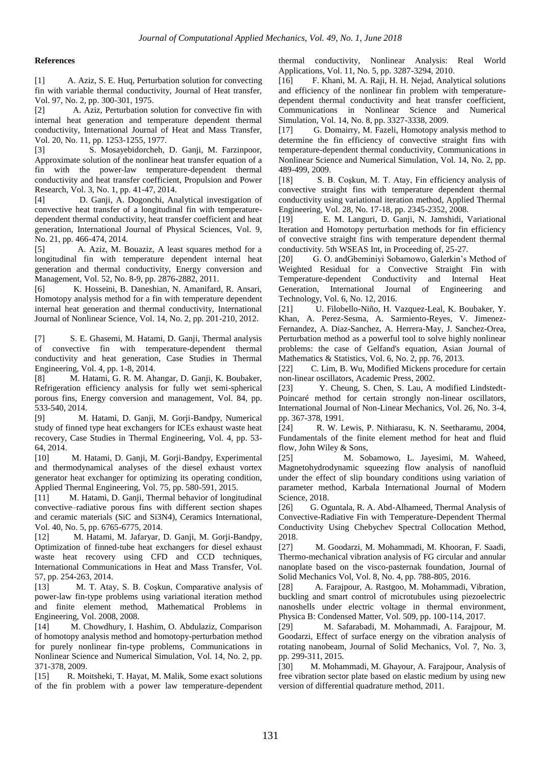**References**

[1] A. Aziz, S. E. Huq, Perturbation solution for convecting fin with variable thermal conductivity, Journal of Heat transfer, Vol. 97, No. 2, pp. 300-301, 1975.

[2] A. Aziz, Perturbation solution for convective fin with internal heat generation and temperature dependent thermal conductivity, International Journal of Heat and Mass Transfer, Vol. 20, No. 11, pp. 1253-1255, 1977.

[3] S. Mosayebidorcheh, D. Ganji, M. Farzinpoor, Approximate solution of the nonlinear heat transfer equation of a fin with the power-law temperature-dependent thermal conductivity and heat transfer coefficient, Propulsion and Power Research, Vol. 3, No. 1, pp. 41-47, 2014.

[4] D. Ganji, A. Dogonchi, Analytical investigation of convective heat transfer of a longitudinal fin with temperature-dependent thermal conductivity, heat transfer coefficient and heat generation, International Journal of Physical Sciences, Vol. 9, No. 21, pp. 466-474, 2014.

[5] A. Aziz, M. Bouaziz, A least squares method for a longitudinal fin with temperature dependent internal heat generation and thermal conductivity, Energy conversion and Management, Vol. 52, No. 8-9, pp. 2876-2882, 2011.

[6] K. Hosseini, B. Daneshian, N. Amanifard, R. Ansari, Homotopy analysis method for a fin with temperature dependent internal heat generation and thermal conductivity, International Journal of Nonlinear Science, Vol. 14, No. 2, pp. 201-210, 2012.

[7] S. E. Ghasemi, M. Hatami, D. Ganji, Thermal analysis of convective fin with temperature-dependent thermal conductivity and heat generation, Case Studies in Thermal Engineering, Vol. 4, pp. 1-8, 2014.

[8] M. Hatami, G. R. M. Ahangar, D. Ganji, K. Boubaker, Refrigeration efficiency analysis for fully wet semi-spherical porous fins, Energy conversion and management, Vol. 84, pp. 533-540, 2014.

[9] M. Hatami, D. Ganji, M. Gorji-Bandpy, Numerical study of finned type heat exchangers for ICEs exhaust waste heat recovery, Case Studies in Thermal Engineering, Vol. 4, pp. 53-64, 2014.

[10] M. Hatami, D. Ganji, M. Gorji-Bandpy, Experimental and thermodynamical analyses of the diesel exhaust vortex generator heat exchanger for optimizing its operating condition, Applied Thermal Engineering, Vol. 75, pp. 580-591, 2015.

[11] M. Hatami, D. Ganji, Thermal behavior of longitudinal convective–radiative porous fins with different section shapes and ceramic materials (SiC and Si3N4), Ceramics International, Vol. 40, No. 5, pp. 6765-6775, 2014.

[12] M. Hatami, M. Jafaryar, D. Ganji, M. Gorji-Bandpy, Optimization of finned-tube heat exchangers for diesel exhaust waste heat recovery using CFD and CCD techniques, International Communications in Heat and Mass Transfer, Vol. 57, pp. 254-263, 2014.

[13] M. T. Atay, S. B. Coşkun, Comparative analysis of power-law fin-type problems using variational iteration method and finite element method, Mathematical Problems in Engineering, Vol. 2008, 2008.

[14] M. Chowdhury, I. Hashim, O. Abdulaziz, Comparison of homotopy analysis method and homotopy-perturbation method for purely nonlinear fin-type problems, Communications in Nonlinear Science and Numerical Simulation, Vol. 14, No. 2, pp. 371-378, 2009.

[15] R. Moitsheki, T. Hayat, M. Malik, Some exact solutions of the fin problem with a power law temperature-dependent thermal conductivity, Nonlinear Analysis: Real World Applications, Vol. 11, No. 5, pp. 3287-3294, 2010.

[16] F. Khani, M. A. Raji, H. H. Nejad, Analytical solutions and efficiency of the nonlinear fin problem with temperature-dependent thermal conductivity and heat transfer coefficient, Communications in Nonlinear Science and Numerical Simulation, Vol. 14, No. 8, pp. 3327-3338, 2009.

[17] G. Domairry, M. Fazeli, Homotopy analysis method to determine the fin efficiency of convective straight fins with temperature-dependent thermal conductivity, Communications in Nonlinear Science and Numerical Simulation, Vol. 14, No. 2, pp. 489-499, 2009.

[18] S. B. Coşkun, M. T. Atay, Fin efficiency analysis of convective straight fins with temperature dependent thermal conductivity using variational iteration method, Applied Thermal Engineering, Vol. 28, No. 17-18, pp. 2345-2352, 2008.

[19] E. M. Languri, D. Ganji, N. Jamshidi, Variational Iteration and Homotopy perturbation methods for fin efficiency of convective straight fins with temperature dependent thermal conductivity. 5th WSEAS Int, in Proceeding of, 25-27.

[20] G. O. andGbeminiyi Sobamowo, Galerkin's Method of Weighted Residual for a Convective Straight Fin with Temperature-dependent Conductivity and Internal Heat Generation, International Journal of Engineering and Technology, Vol. 6, No. 12, 2016.

[21] U. Filobello-Niño, H. Vazquez-Leal, K. Boubaker, Y. Khan, A. Perez-Sesma, A. Sarmiento-Reyes, V. Jimenez-Fernandez, A. Diaz-Sanchez, A. Herrera-May, J. Sanchez-Orea, Perturbation method as a powerful tool to solve highly nonlinear problems: the case of Gelfand's equation, Asian Journal of Mathematics & Statistics, Vol. 6, No. 2, pp. 76, 2013.

[22] C. Lim, B. Wu, Modified Mickens procedure for certain non-linear oscillators, Academic Press, 2002.

[23] Y. Cheung, S. Chen, S. Lau, A modified Lindstedt-Poincaré method for certain strongly non-linear oscillators, International Journal of Non-Linear Mechanics, Vol. 26, No. 3-4, pp. 367-378, 1991.

[24] R. W. Lewis, P. Nithiarasu, K. N. Seetharamu, 2004, Fundamentals of the finite element method for heat and fluid flow, John Wiley & Sons,

[25] M. Sobamowo, L. Jayesimi, M. Waheed, Magnetohydrodynamic squeezing flow analysis of nanofluid under the effect of slip boundary conditions using variation of parameter method, Karbala International Journal of Modern Science, 2018.

[26] G. Oguntala, R. A. Abd-Alhameed, Thermal Analysis of Convective-Radiative Fin with Temperature-Dependent Thermal Conductivity Using Chebychev Spectral Collocation Method, 2018.

[27] M. Goodarzi, M. Mohammadi, M. Khooran, F. Saadi, Thermo-mechanical vibration analysis of FG circular and annular nanoplate based on the visco-pasternak foundation, Journal of Solid Mechanics Vol, Vol. 8, No. 4, pp. 788-805, 2016.

[28] A. Farajpour, A. Rastgoo, M. Mohammadi, Vibration, buckling and smart control of microtubules using piezoelectric nanoshells under electric voltage in thermal environment, Physica B: Condensed Matter, Vol. 509, pp. 100-114, 2017.

[29] M. Safarabadi, M. Mohammadi, A. Farajpour, M. Goodarzi, Effect of surface energy on the vibration analysis of rotating nanobeam, Journal of Solid Mechanics, Vol. 7, No. 3, pp. 299-311, 2015.

[30] M. Mohammadi, M. Ghayour, A. Farajpour, Analysis of free vibration sector plate based on elastic medium by using new version of differential quadrature method, 2011.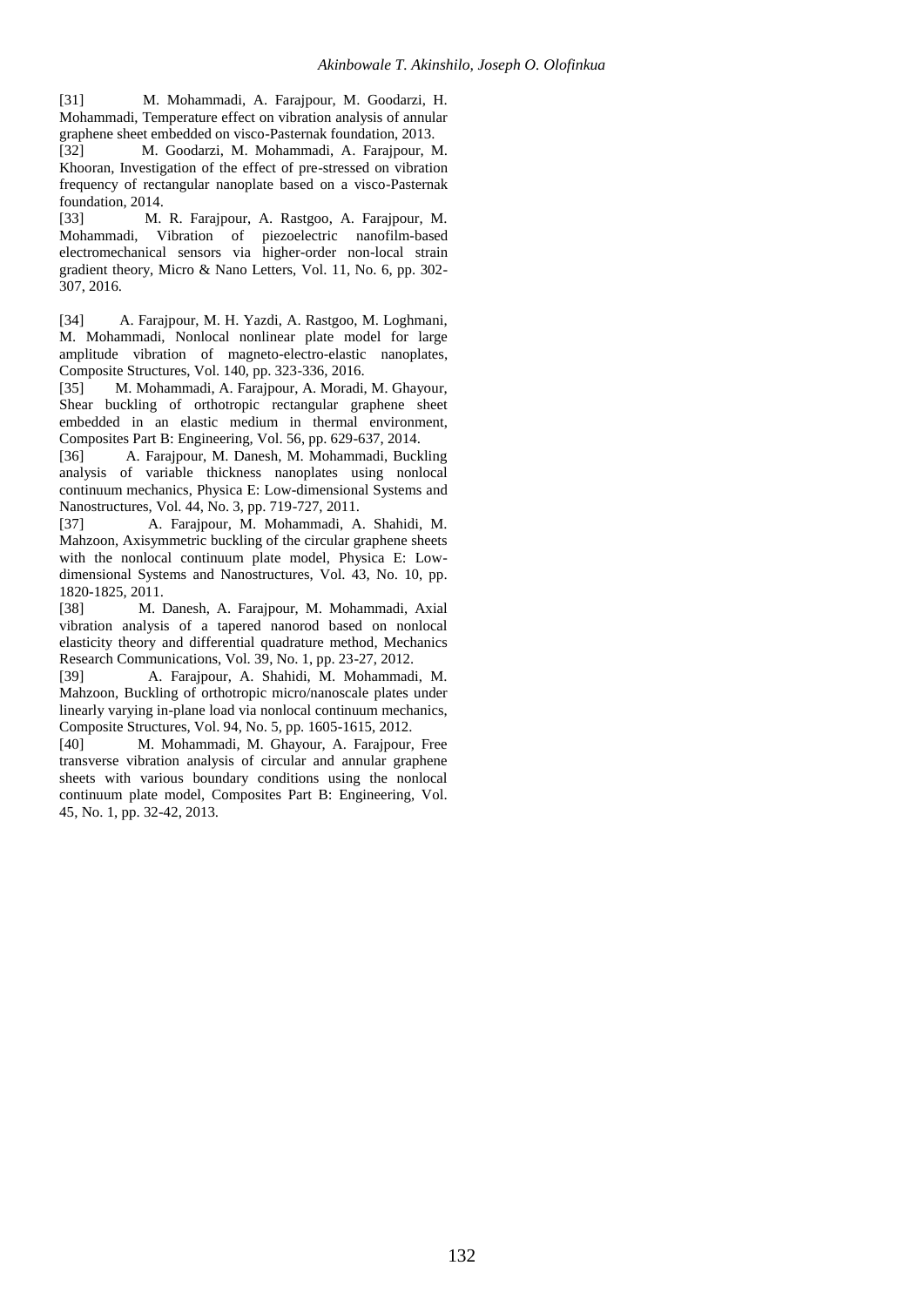[31] M. Mohammadi, A. Farajpour, M. Goodarzi, H. Mohammadi, Temperature effect on vibration analysis of annular graphene sheet embedded on visco-Pasternak foundation, 2013.

[32] M. Goodarzi, M. Mohammadi, A. Farajpour, M. Khooran, Investigation of the effect of pre-stressed on vibration frequency of rectangular nanoplate based on a visco-Pasternak foundation, 2014.

[33] M. R. Farajpour, A. Rastgoo, A. Farajpour, M. Mohammadi, Vibration of piezoelectric nanofilm-based electromechanical sensors via higher-order non-local strain gradient theory, Micro & Nano Letters, Vol. 11, No. 6, pp. 302-307, 2016.

[34] A. Farajpour, M. H. Yazdi, A. Rastgoo, M. Loghmani, M. Mohammadi, Nonlocal nonlinear plate model for large amplitude vibration of magneto-electro-elastic nanoplates, Composite Structures, Vol. 140, pp. 323-336, 2016.

[35] M. Mohammadi, A. Farajpour, A. Moradi, M. Ghayour, Shear buckling of orthotropic rectangular graphene sheet embedded in an elastic medium in thermal environment, Composites Part B: Engineering, Vol. 56, pp. 629-637, 2014.

[36] A. Farajpour, M. Danesh, M. Mohammadi, Buckling analysis of variable thickness nanoplates using nonlocal continuum mechanics, Physica E: Low-dimensional Systems and Nanostructures, Vol. 44, No. 3, pp. 719-727, 2011.

[37] A. Farajpour, M. Mohammadi, A. Shahidi, M. Mahzoon, Axisymmetric buckling of the circular graphene sheets with the nonlocal continuum plate model, Physica E: Low-dimensional Systems and Nanostructures, Vol. 43, No. 10, pp. 1820-1825, 2011.

[38] M. Danesh, A. Farajpour, M. Mohammadi, Axial vibration analysis of a tapered nanorod based on nonlocal elasticity theory and differential quadrature method, Mechanics Research Communications, Vol. 39, No. 1, pp. 23-27, 2012.

[39] A. Farajpour, A. Shahidi, M. Mohammadi, M. Mahzoon, Buckling of orthotropic micro/nanoscale plates under linearly varying in-plane load via nonlocal continuum mechanics, Composite Structures, Vol. 94, No. 5, pp. 1605-1615, 2012.

[40] M. Mohammadi, M. Ghayour, A. Farajpour, Free transverse vibration analysis of circular and annular graphene sheets with various boundary conditions using the nonlocal continuum plate model, Composites Part B: Engineering, Vol. 45, No. 1, pp. 32-42, 2013.